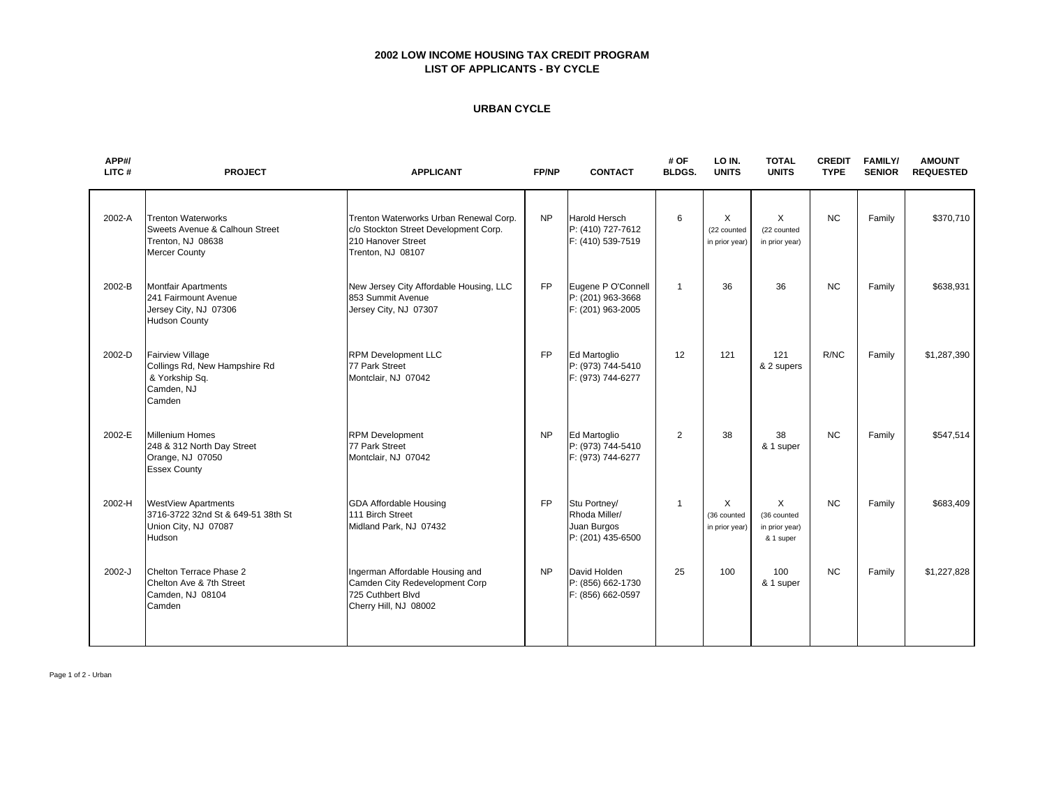# 2002 LOW INCOME HOUSING TAX CREDIT PROGRAM
## LIST OF APPLICANTS - BY CYCLE

### URBAN CYCLE

| APP#/ LITC # | PROJECT | APPLICANT | FP/NP | CONTACT | # OF BLDGS. | LO IN. UNITS | TOTAL UNITS | CREDIT TYPE | FAMILY/ SENIOR | AMOUNT REQUESTED |
|---|---|---|---|---|---|---|---|---|---|---|
| 2002-A | Trenton Waterworks<br>Sweets Avenue & Calhoun Street<br>Trenton, NJ 08638<br>Mercer County | Trenton Waterworks Urban Renewal Corp.<br>c/o Stockton Street Development Corp.<br>210 Hanover Street<br>Trenton, NJ 08107 | NP | Harold Hersch<br>P: (410) 727-7612<br>F: (410) 539-7519 | 6 | X<br>(22 counted in prior year) | X<br>(22 counted in prior year) | NC | Family | $370,710 |
| 2002-B | Montfair Apartments<br>241 Fairmount Avenue<br>Jersey City, NJ 07306<br>Hudson County | New Jersey City Affordable Housing, LLC<br>853 Summit Avenue<br>Jersey City, NJ 07307 | FP | Eugene P O'Connell<br>P: (201) 963-3668<br>F: (201) 963-2005 | 1 | 36 | 36 | NC | Family | $638,931 |
| 2002-D | Fairview Village<br>Collings Rd, New Hampshire Rd<br>& Yorkship Sq.<br>Camden, NJ<br>Camden | RPM Development LLC<br>77 Park Street<br>Montclair, NJ 07042 | FP | Ed Martoglio<br>P: (973) 744-5410<br>F: (973) 744-6277 | 12 | 121 | 121<br>& 2 supers | R/NC | Family | $1,287,390 |
| 2002-E | Millenium Homes<br>248 & 312 North Day Street<br>Orange, NJ 07050<br>Essex County | RPM Development<br>77 Park Street<br>Montclair, NJ 07042 | NP | Ed Martoglio<br>P: (973) 744-5410<br>F: (973) 744-6277 | 2 | 38 | 38<br>& 1 super | NC | Family | $547,514 |
| 2002-H | WestView Apartments<br>3716-3722 32nd St & 649-51 38th St<br>Union City, NJ 07087<br>Hudson | GDA Affordable Housing<br>111 Birch Street<br>Midland Park, NJ 07432 | FP | Stu Portney/<br>Rhoda Miller/<br>Juan Burgos<br>P: (201) 435-6500 | 1 | X<br>(36 counted in prior year) | X<br>(36 counted in prior year)<br>& 1 super | NC | Family | $683,409 |
| 2002-J | Chelton Terrace Phase 2<br>Chelton Ave & 7th Street<br>Camden, NJ 08104<br>Camden | Ingerman Affordable Housing and<br>Camden City Redevelopment Corp<br>725 Cuthbert Blvd<br>Cherry Hill, NJ 08002 | NP | David Holden<br>P: (856) 662-1730<br>F: (856) 662-0597 | 25 | 100 | 100<br>& 1 super | NC | Family | $1,227,828 |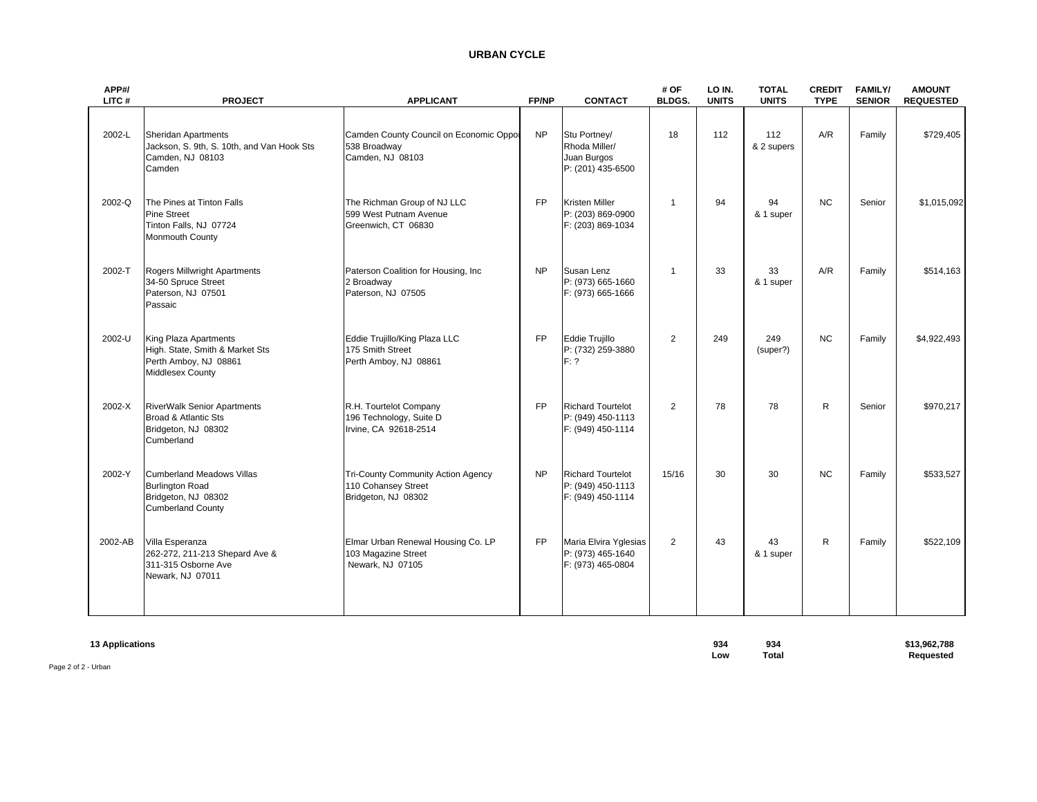## URBAN CYCLE

| APP#/ LITC # | PROJECT | APPLICANT | FP/NP | CONTACT | # OF BLDGS. | LO IN. UNITS | TOTAL UNITS | CREDIT TYPE | FAMILY/ SENIOR | AMOUNT REQUESTED |
|---|---|---|---|---|---|---|---|---|---|---|
| 2002-L | Sheridan Apartments<br>Jackson, S. 9th, S. 10th, and Van Hook Sts<br>Camden, NJ 08103<br>Camden | Camden County Council on Economic Oppor<br>538 Broadway<br>Camden, NJ 08103 | NP | Stu Portney/<br>Rhoda Miller/<br>Juan Burgos<br>P: (201) 435-6500 | 18 | 112 | 112<br>& 2 supers | A/R | Family | $729,405 |
| 2002-Q | The Pines at Tinton Falls<br>Pine Street<br>Tinton Falls, NJ 07724<br>Monmouth County | The Richman Group of NJ LLC<br>599 West Putnam Avenue<br>Greenwich, CT 06830 | FP | Kristen Miller<br>P: (203) 869-0900<br>F: (203) 869-1034 | 1 | 94 | 94<br>& 1 super | NC | Senior | $1,015,092 |
| 2002-T | Rogers Millwright Apartments<br>34-50 Spruce Street<br>Paterson, NJ 07501<br>Passaic | Paterson Coalition for Housing, Inc<br>2 Broadway<br>Paterson, NJ 07505 | NP | Susan Lenz<br>P: (973) 665-1660<br>F: (973) 665-1666 | 1 | 33 | 33<br>& 1 super | A/R | Family | $514,163 |
| 2002-U | King Plaza Apartments<br>High. State, Smith & Market Sts<br>Perth Amboy, NJ 08861<br>Middlesex County | Eddie Trujillo/King Plaza LLC<br>175 Smith Street<br>Perth Amboy, NJ 08861 | FP | Eddie Trujillo<br>P: (732) 259-3880<br>F: ? | 2 | 249 | 249<br>(super?) | NC | Family | $4,922,493 |
| 2002-X | RiverWalk Senior Apartments<br>Broad & Atlantic Sts<br>Bridgeton, NJ 08302<br>Cumberland | R.H. Tourtelot Company<br>196 Technology, Suite D<br>Irvine, CA 92618-2514 | FP | Richard Tourtelot<br>P: (949) 450-1113<br>F: (949) 450-1114 | 2 | 78 | 78 | R | Senior | $970,217 |
| 2002-Y | Cumberland Meadows Villas<br>Burlington Road<br>Bridgeton, NJ 08302<br>Cumberland County | Tri-County Community Action Agency<br>110 Cohansey Street<br>Bridgeton, NJ 08302 | NP | Richard Tourtelot<br>P: (949) 450-1113<br>F: (949) 450-1114 | 15/16 | 30 | 30 | NC | Family | $533,527 |
| 2002-AB | Villa Esperanza<br>262-272, 211-213 Shepard Ave &<br>311-315 Osborne Ave<br>Newark, NJ 07011 | Elmar Urban Renewal Housing Co. LP<br>103 Magazine Street<br>Newark, NJ 07105 | FP | Maria Elvira Yglesias<br>P: (973) 465-1640<br>F: (973) 465-0804 | 2 | 43 | 43<br>& 1 super | R | Family | $522,109 |
| **13 Applications** | | | | | | **934**<br>**Low** | **934**<br>**Total** | | | **$13,962,788**<br>**Requested** |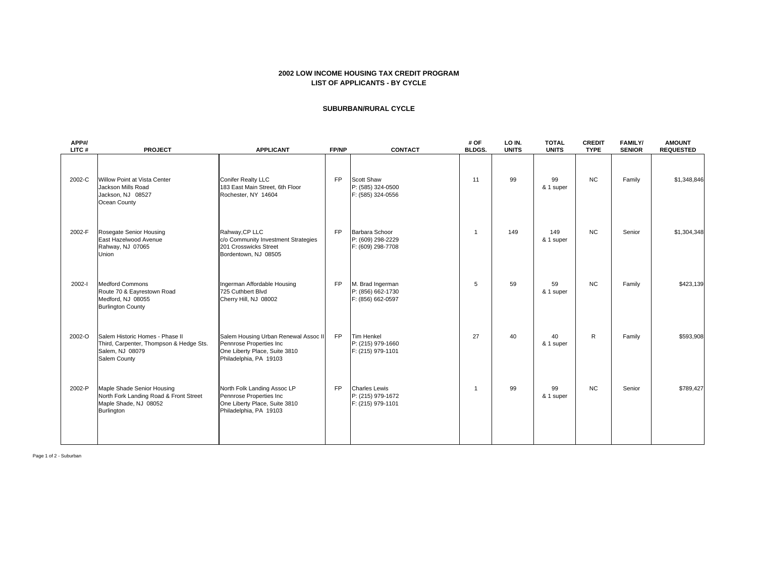**2002 LOW INCOME HOUSING TAX CREDIT PROGRAM**
**LIST OF APPLICANTS - BY CYCLE**

**SUBURBAN/RURAL CYCLE**

| APP#/ LITC # | PROJECT | APPLICANT | FP/NP | CONTACT | # OF BLDGS. | LO IN. UNITS | TOTAL UNITS | CREDIT TYPE | FAMILY/ SENIOR | AMOUNT REQUESTED |
|---|---|---|---|---|---|---|---|---|---|---|
| 2002-C | Willow Point at Vista Center<br>Jackson Mills Road<br>Jackson, NJ 08527<br>Ocean County | Conifer Realty LLC<br>183 East Main Street, 6th Floor<br>Rochester, NY 14604 | FP | Scott Shaw<br>P: (585) 324-0500<br>F: (585) 324-0556 | 11 | 99 | 99<br>& 1 super | NC | Family | $1,348,846 |
| 2002-F | Rosegate Senior Housing<br>East Hazelwood Avenue<br>Rahway, NJ 07065<br>Union | Rahway,CP LLC<br>c/o Community Investment Strategies<br>201 Crosswicks Street<br>Bordentown, NJ 08505 | FP | Barbara Schoor<br>P: (609) 298-2229<br>F: (609) 298-7708 | 1 | 149 | 149<br>& 1 super | NC | Senior | $1,304,348 |
| 2002-I | Medford Commons<br>Route 70 & Eayrestown Road<br>Medford, NJ 08055<br>Burlington County | Ingerman Affordable Housing<br>725 Cuthbert Blvd<br>Cherry Hill, NJ 08002 | FP | M. Brad Ingerman<br>P: (856) 662-1730<br>F: (856) 662-0597 | 5 | 59 | 59<br>& 1 super | NC | Family | $423,139 |
| 2002-O | Salem Historic Homes - Phase II<br>Third, Carpenter, Thompson & Hedge Sts.<br>Salem, NJ 08079<br>Salem County | Salem Housing Urban Renewal Assoc II<br>Pennrose Properties Inc<br>One Liberty Place, Suite 3810<br>Philadelphia, PA 19103 | FP | Tim Henkel<br>P: (215) 979-1660<br>F: (215) 979-1101 | 27 | 40 | 40<br>& 1 super | R | Family | $593,908 |
| 2002-P | Maple Shade Senior Housing<br>North Fork Landing Road & Front Street<br>Maple Shade, NJ 08052<br>Burlington | North Folk Landing Assoc LP<br>Pennrose Properties Inc<br>One Liberty Place, Suite 3810<br>Philadelphia, PA 19103 | FP | Charles Lewis<br>P: (215) 979-1672<br>F: (215) 979-1101 | 1 | 99 | 99<br>& 1 super | NC | Senior | $789,427 |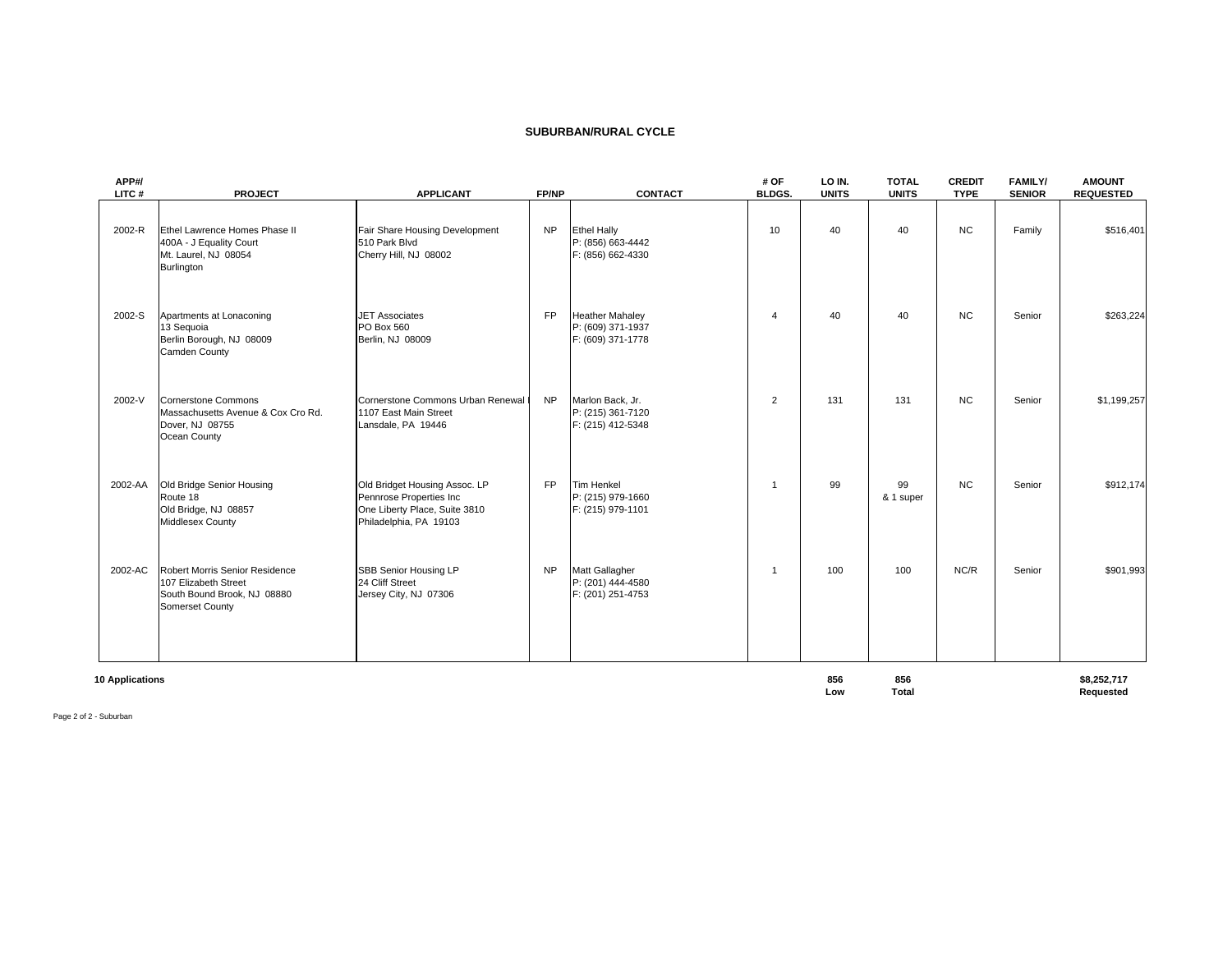## SUBURBAN/RURAL CYCLE

| APP#/ LITC # | PROJECT | APPLICANT | FP/NP | CONTACT | # OF BLDGS. | LO IN. UNITS | TOTAL UNITS | CREDIT TYPE | FAMILY/ SENIOR | AMOUNT REQUESTED |
|---|---|---|---|---|---|---|---|---|---|---|
| 2002-R | Ethel Lawrence Homes Phase II<br>400A - J Equality Court<br>Mt. Laurel, NJ 08054<br>Burlington | Fair Share Housing Development<br>510 Park Blvd<br>Cherry Hill, NJ 08002 | NP | Ethel Hally<br>P: (856) 663-4442<br>F: (856) 662-4330 | 10 | 40 | 40 | NC | Family | $516,401 |
| 2002-S | Apartments at Lonaconing<br>13 Sequoia<br>Berlin Borough, NJ 08009<br>Camden County | JET Associates<br>PO Box 560<br>Berlin, NJ 08009 | FP | Heather Mahaley<br>P: (609) 371-1937<br>F: (609) 371-1778 | 4 | 40 | 40 | NC | Senior | $263,224 |
| 2002-V | Cornerstone Commons<br>Massachusetts Avenue & Cox Cro Rd.<br>Dover, NJ 08755<br>Ocean County | Cornerstone Commons Urban Renewal<br>1107 East Main Street<br>Lansdale, PA 19446 | NP | Marlon Back, Jr.<br>P: (215) 361-7120<br>F: (215) 412-5348 | 2 | 131 | 131 | NC | Senior | $1,199,257 |
| 2002-AA | Old Bridge Senior Housing<br>Route 18<br>Old Bridge, NJ 08857<br>Middlesex County | Old Bridget Housing Assoc. LP<br>Pennrose Properties Inc<br>One Liberty Place, Suite 3810<br>Philadelphia, PA 19103 | FP | Tim Henkel<br>P: (215) 979-1660<br>F: (215) 979-1101 | 1 | 99 | 99<br>& 1 super | NC | Senior | $912,174 |
| 2002-AC | Robert Morris Senior Residence<br>107 Elizabeth Street<br>South Bound Brook, NJ 08880<br>Somerset County | SBB Senior Housing LP<br>24 Cliff Street<br>Jersey City, NJ 07306 | NP | Matt Gallagher<br>P: (201) 444-4580<br>F: (201) 251-4753 | 1 | 100 | 100 | NC/R | Senior | $901,993 |
| **10 Applications** | | | | | | **856 Low** | **856 Total** | | | **$8,252,717 Requested** |

Page 2 of 2 - Suburban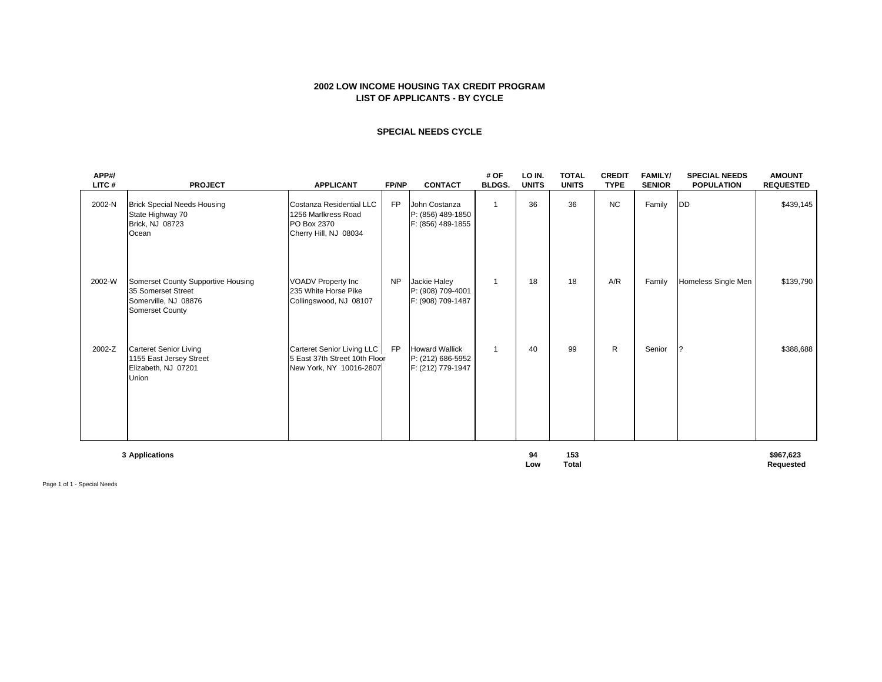## 2002 LOW INCOME HOUSING TAX CREDIT PROGRAM
## LIST OF APPLICANTS - BY CYCLE

### SPECIAL NEEDS CYCLE

| APP#/ LITC # | PROJECT | APPLICANT | FP/NP | CONTACT | # OF BLDGS. | LO IN. UNITS | TOTAL UNITS | CREDIT TYPE | FAMILY/ SENIOR | SPECIAL NEEDS POPULATION | AMOUNT REQUESTED |
|---|---|---|---|---|---|---|---|---|---|---|---|
| 2002-N | Brick Special Needs Housing<br>State Highway 70<br>Brick, NJ 08723<br>Ocean | Costanza Residential LLC<br>1256 Marlkress Road<br>PO Box 2370<br>Cherry Hill, NJ 08034 | FP | John Costanza<br>P: (856) 489-1850<br>F: (856) 489-1855 | 1 | 36 | 36 | NC | Family | DD | $439,145 |
| 2002-W | Somerset County Supportive Housing<br>35 Somerset Street<br>Somerville, NJ 08876<br>Somerset County | VOADV Property Inc<br>235 White Horse Pike<br>Collingswood, NJ 08107 | NP | Jackie Haley<br>P: (908) 709-4001<br>F: (908) 709-1487 | 1 | 18 | 18 | A/R | Family | Homeless Single Men | $139,790 |
| 2002-Z | Carteret Senior Living<br>1155 East Jersey Street<br>Elizabeth, NJ 07201<br>Union | Carteret Senior Living LLC<br>5 East 37th Street 10th Floor<br>New York, NY 10016-2807 | FP | Howard Wallick<br>P: (212) 686-5952<br>F: (212) 779-1947 | 1 | 40 | 99 | R | Senior | ? | $388,688 |
| | **3 Applications** | | | | | **94**<br>**Low** | **153**<br>**Total** | | | | **$967,623**<br>**Requested** |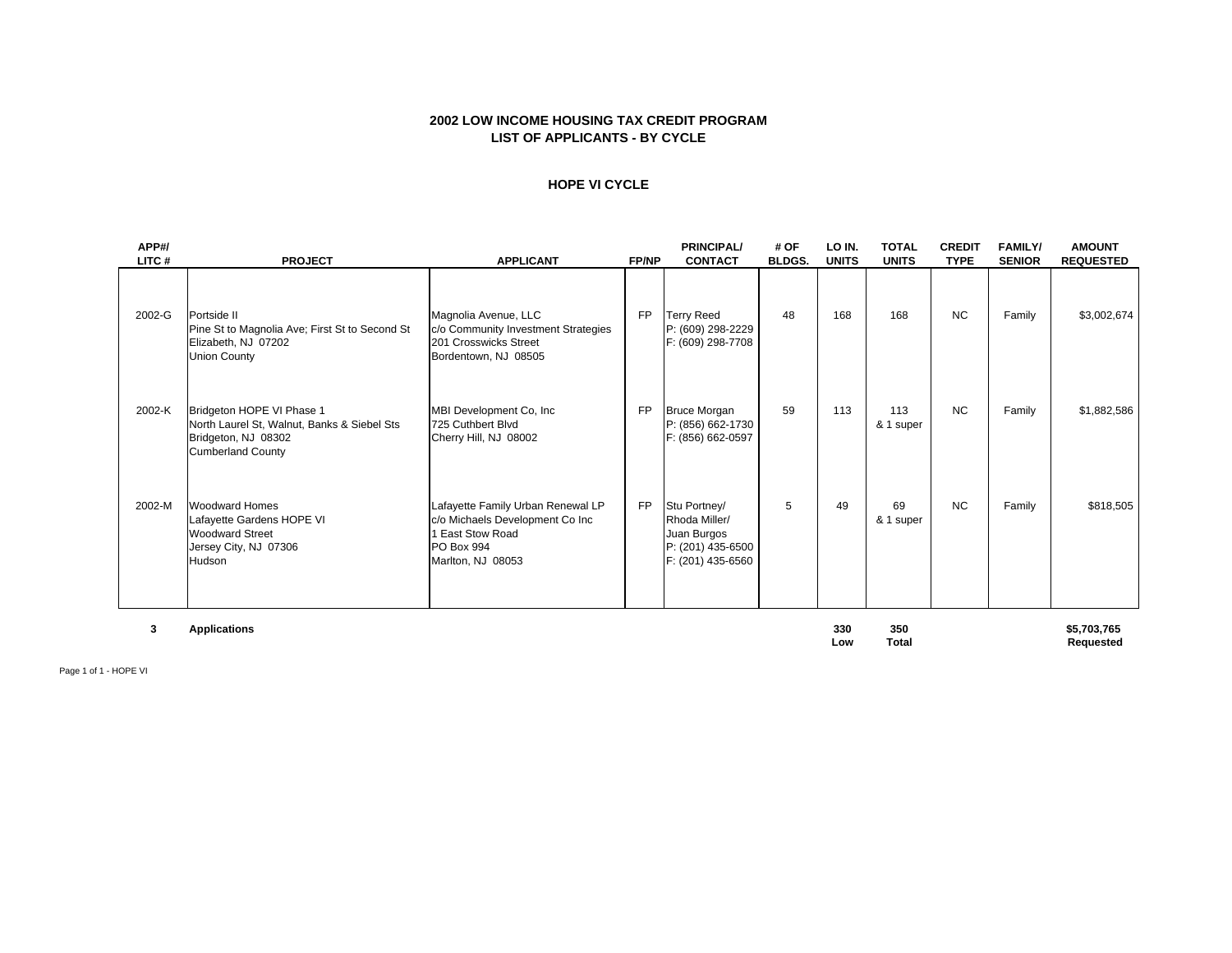## 2002 LOW INCOME HOUSING TAX CREDIT PROGRAM
## LIST OF APPLICANTS - BY CYCLE

### HOPE VI CYCLE

| APP#/ LITC # | PROJECT | APPLICANT | FP/NP | PRINCIPAL/ CONTACT | # OF BLDGS. | LO IN. UNITS | TOTAL UNITS | CREDIT TYPE | FAMILY/ SENIOR | AMOUNT REQUESTED |
|---|---|---|---|---|---|---|---|---|---|---|
| 2002-G | Portside II<br>Pine St to Magnolia Ave; First St to Second St<br>Elizabeth, NJ 07202<br>Union County | Magnolia Avenue, LLC<br>c/o Community Investment Strategies<br>201 Crosswicks Street<br>Bordentown, NJ 08505 | FP | Terry Reed<br>P: (609) 298-2229<br>F: (609) 298-7708 | 48 | 168 | 168 | NC | Family | $3,002,674 |
| 2002-K | Bridgeton HOPE VI Phase 1<br>North Laurel St, Walnut, Banks & Siebel Sts<br>Bridgeton, NJ 08302<br>Cumberland County | MBI Development Co, Inc<br>725 Cuthbert Blvd<br>Cherry Hill, NJ 08002 | FP | Bruce Morgan<br>P: (856) 662-1730<br>F: (856) 662-0597 | 59 | 113 | 113<br>& 1 super | NC | Family | $1,882,586 |
| 2002-M | Woodward Homes<br>Lafayette Gardens HOPE VI<br>Woodward Street<br>Jersey City, NJ 07306<br>Hudson | Lafayette Family Urban Renewal LP<br>c/o Michaels Development Co Inc<br>1 East Stow Road<br>PO Box 994<br>Marlton, NJ 08053 | FP | Stu Portney/<br>Rhoda Miller/<br>Juan Burgos<br>P: (201) 435-6500<br>F: (201) 435-6560 | 5 | 49 | 69<br>& 1 super | NC | Family | $818,505 |
| **3** | **Applications** | | | | | **330**<br>**Low** | **350**<br>**Total** | | | **$5,703,765**<br>**Requested** |